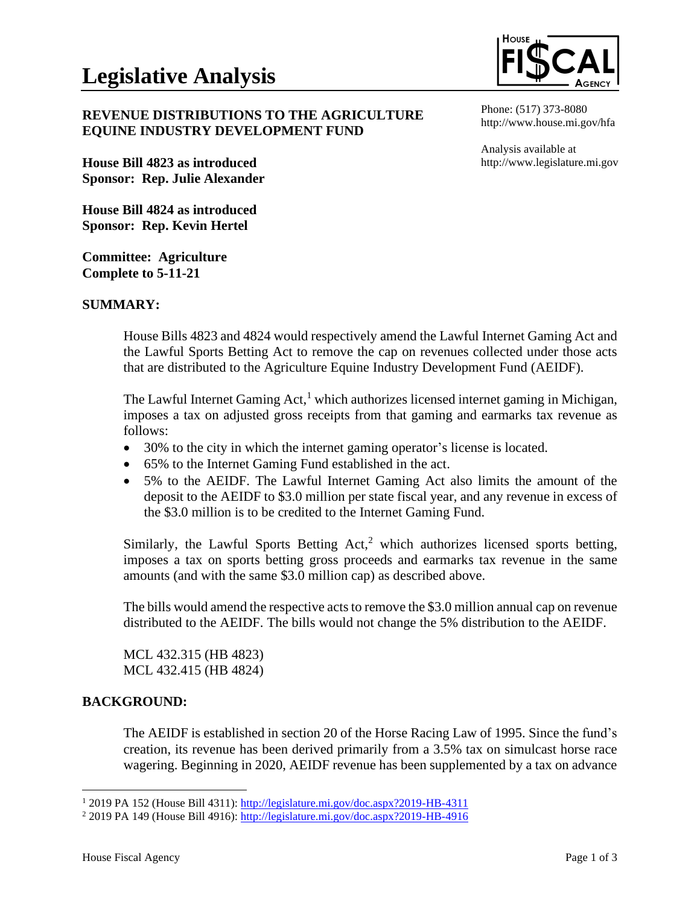# Legislative Analysis

**REVENUE DISTRIBUTIONS TO THE AGRICULTURE EQUINE INDUSTRY DEVELOPMENT FUND**

Phone: (517) 373-8080
http://www.house.mi.gov/hfa

Analysis available at
http://www.legislature.mi.gov

**House Bill 4823 as introduced**
**Sponsor: Rep. Julie Alexander**

**House Bill 4824 as introduced**
**Sponsor: Rep. Kevin Hertel**

**Committee: Agriculture**
**Complete to 5-11-21**

## SUMMARY:

House Bills 4823 and 4824 would respectively amend the Lawful Internet Gaming Act and the Lawful Sports Betting Act to remove the cap on revenues collected under those acts that are distributed to the Agriculture Equine Industry Development Fund (AEIDF).

The Lawful Internet Gaming Act,[1] which authorizes licensed internet gaming in Michigan, imposes a tax on adjusted gross receipts from that gaming and earmarks tax revenue as follows:

- 30% to the city in which the internet gaming operator's license is located.
- 65% to the Internet Gaming Fund established in the act.
- 5% to the AEIDF. The Lawful Internet Gaming Act also limits the amount of the deposit to the AEIDF to $3.0 million per state fiscal year, and any revenue in excess of the $3.0 million is to be credited to the Internet Gaming Fund.

Similarly, the Lawful Sports Betting Act,[2] which authorizes licensed sports betting, imposes a tax on sports betting gross proceeds and earmarks tax revenue in the same amounts (and with the same $3.0 million cap) as described above.

The bills would amend the respective acts to remove the $3.0 million annual cap on revenue distributed to the AEIDF. The bills would not change the 5% distribution to the AEIDF.

MCL 432.315 (HB 4823)
MCL 432.415 (HB 4824)

## BACKGROUND:

The AEIDF is established in section 20 of the Horse Racing Law of 1995. Since the fund's creation, its revenue has been derived primarily from a 3.5% tax on simulcast horse race wagering. Beginning in 2020, AEIDF revenue has been supplemented by a tax on advance

---

[1] 2019 PA 152 (House Bill 4311): http://legislature.mi.gov/doc.aspx?2019-HB-4311

[2] 2019 PA 149 (House Bill 4916): http://legislature.mi.gov/doc.aspx?2019-HB-4916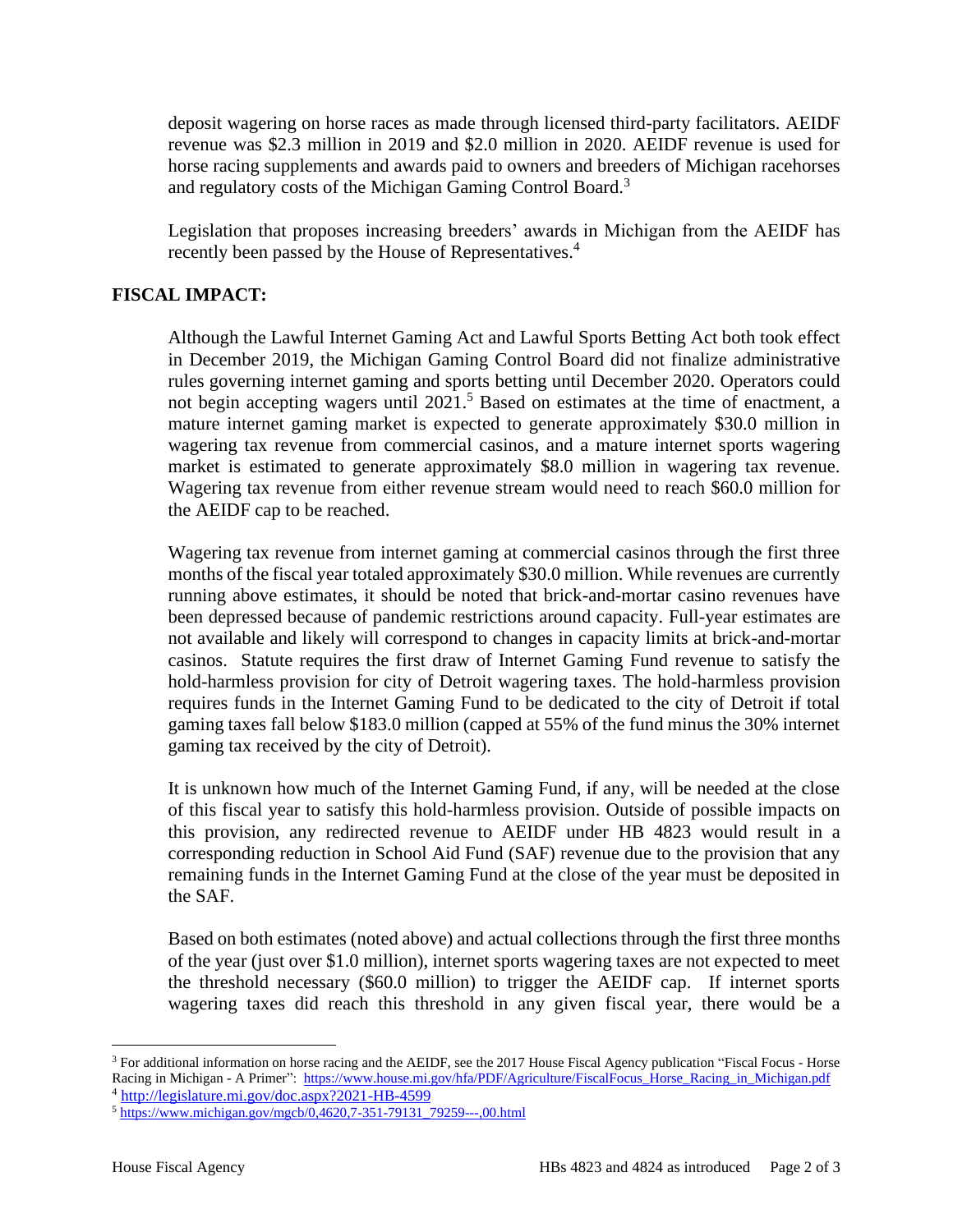deposit wagering on horse races as made through licensed third-party facilitators. AEIDF revenue was $2.3 million in 2019 and $2.0 million in 2020. AEIDF revenue is used for horse racing supplements and awards paid to owners and breeders of Michigan racehorses and regulatory costs of the Michigan Gaming Control Board.[3]

Legislation that proposes increasing breeders' awards in Michigan from the AEIDF has recently been passed by the House of Representatives.[4]

## FISCAL IMPACT:

Although the Lawful Internet Gaming Act and Lawful Sports Betting Act both took effect in December 2019, the Michigan Gaming Control Board did not finalize administrative rules governing internet gaming and sports betting until December 2020. Operators could not begin accepting wagers until 2021.[5] Based on estimates at the time of enactment, a mature internet gaming market is expected to generate approximately $30.0 million in wagering tax revenue from commercial casinos, and a mature internet sports wagering market is estimated to generate approximately $8.0 million in wagering tax revenue. Wagering tax revenue from either revenue stream would need to reach $60.0 million for the AEIDF cap to be reached.

Wagering tax revenue from internet gaming at commercial casinos through the first three months of the fiscal year totaled approximately $30.0 million. While revenues are currently running above estimates, it should be noted that brick-and-mortar casino revenues have been depressed because of pandemic restrictions around capacity. Full-year estimates are not available and likely will correspond to changes in capacity limits at brick-and-mortar casinos. Statute requires the first draw of Internet Gaming Fund revenue to satisfy the hold-harmless provision for city of Detroit wagering taxes. The hold-harmless provision requires funds in the Internet Gaming Fund to be dedicated to the city of Detroit if total gaming taxes fall below $183.0 million (capped at 55% of the fund minus the 30% internet gaming tax received by the city of Detroit).

It is unknown how much of the Internet Gaming Fund, if any, will be needed at the close of this fiscal year to satisfy this hold-harmless provision. Outside of possible impacts on this provision, any redirected revenue to AEIDF under HB 4823 would result in a corresponding reduction in School Aid Fund (SAF) revenue due to the provision that any remaining funds in the Internet Gaming Fund at the close of the year must be deposited in the SAF.

Based on both estimates (noted above) and actual collections through the first three months of the year (just over $1.0 million), internet sports wagering taxes are not expected to meet the threshold necessary ($60.0 million) to trigger the AEIDF cap. If internet sports wagering taxes did reach this threshold in any given fiscal year, there would be a

---

[3] For additional information on horse racing and the AEIDF, see the 2017 House Fiscal Agency publication "Fiscal Focus - Horse Racing in Michigan - A Primer": https://www.house.mi.gov/hfa/PDF/Agriculture/FiscalFocus_Horse_Racing_in_Michigan.pdf

[4] http://legislature.mi.gov/doc.aspx?2021-HB-4599

[5] https://www.michigan.gov/mgcb/0,4620,7-351-79131_79259---,00.html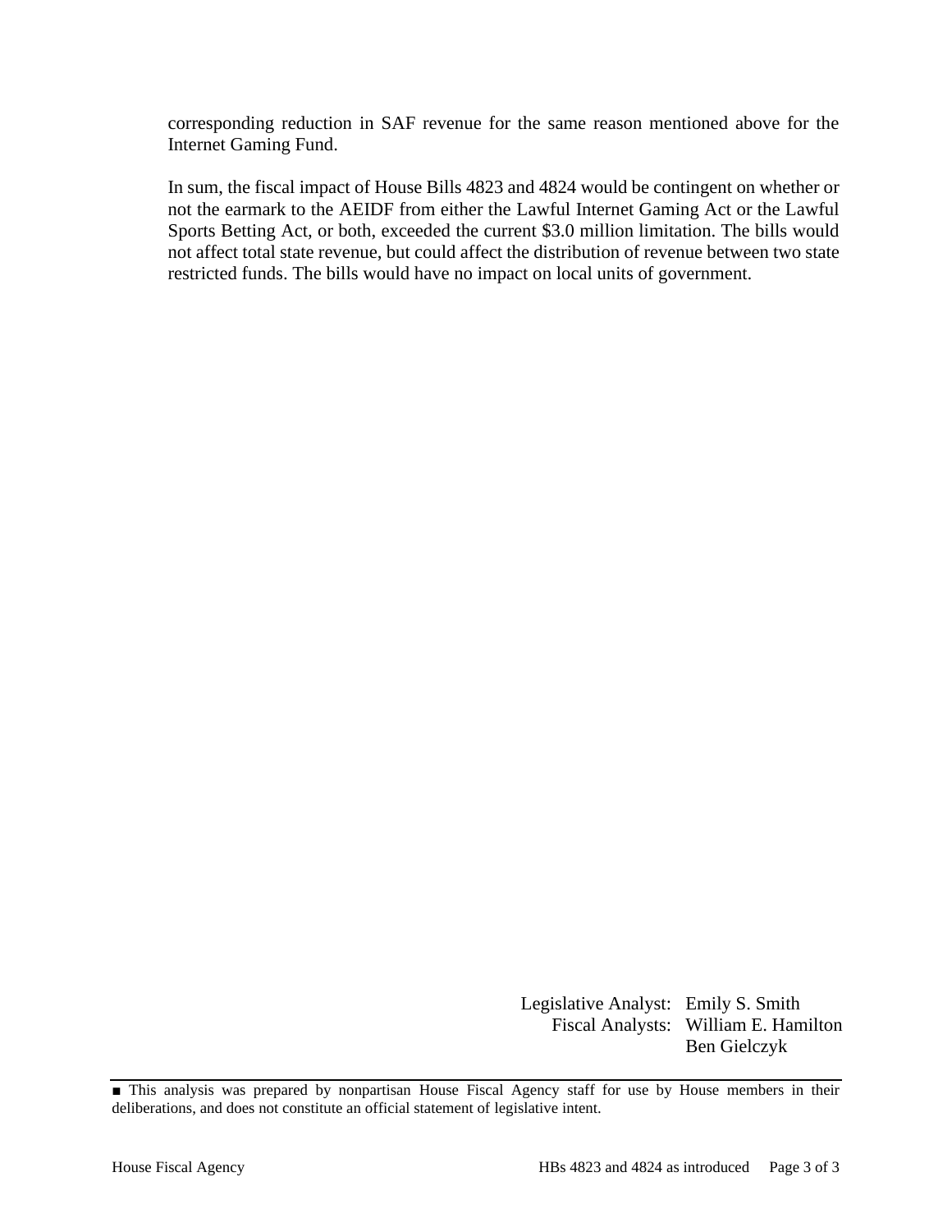corresponding reduction in SAF revenue for the same reason mentioned above for the Internet Gaming Fund.

In sum, the fiscal impact of House Bills 4823 and 4824 would be contingent on whether or not the earmark to the AEIDF from either the Lawful Internet Gaming Act or the Lawful Sports Betting Act, or both, exceeded the current $3.0 million limitation. The bills would not affect total state revenue, but could affect the distribution of revenue between two state restricted funds. The bills would have no impact on local units of government.

Legislative Analyst: Emily S. Smith
Fiscal Analysts: William E. Hamilton
Ben Gielczyk

■ This analysis was prepared by nonpartisan House Fiscal Agency staff for use by House members in their deliberations, and does not constitute an official statement of legislative intent.